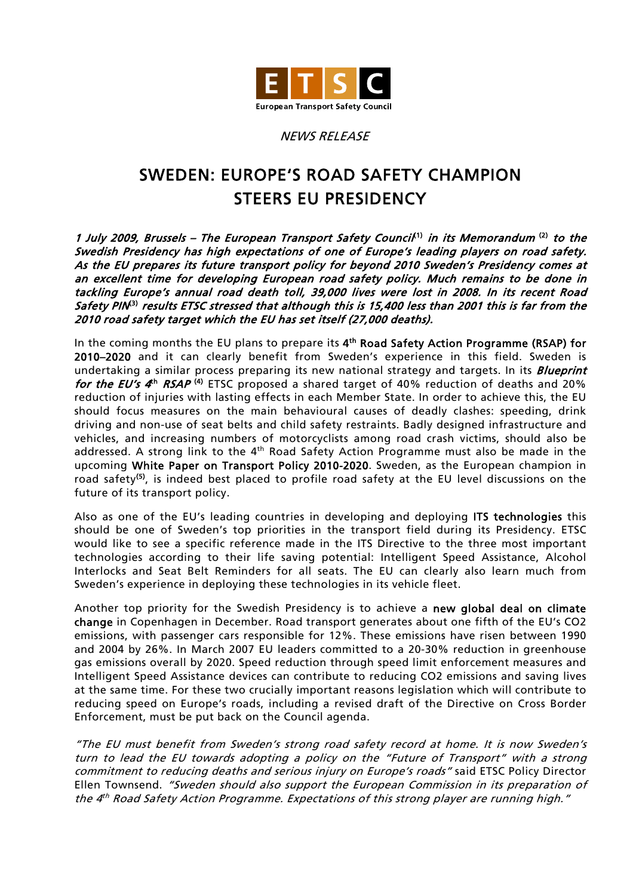E T S C

European Transport Safety Council

*NEWS RELEASE*

# SWEDEN: EUROPE'S ROAD SAFETY CHAMPION STEERS EU PRESIDENCY

***1 July 2009, Brussels – The European Transport Safety Council[1] in its Memorandum [2] to the Swedish Presidency has high expectations of one of Europe's leading players on road safety. As the EU prepares its future transport policy for beyond 2010 Sweden's Presidency comes at an excellent time for developing European road safety policy. Much remains to be done in tackling Europe's annual road death toll, 39,000 lives were lost in 2008. In its recent Road Safety PIN[3] results ETSC stressed that although this is 15,400 less than 2001 this is far from the 2010 road safety target which the EU has set itself (27,000 deaths).***

In the coming months the EU plans to prepare its **4th Road Safety Action Programme (RSAP) for 2010–2020** and it can clearly benefit from Sweden's experience in this field. Sweden is undertaking a similar process preparing its new national strategy and targets. In its ***Blueprint for the EU's 4th RSAP*** **[4]** ETSC proposed a shared target of 40% reduction of deaths and 20% reduction of injuries with lasting effects in each Member State. In order to achieve this, the EU should focus measures on the main behavioural causes of deadly clashes: speeding, drink driving and non-use of seat belts and child safety restraints. Badly designed infrastructure and vehicles, and increasing numbers of motorcyclists among road crash victims, should also be addressed. A strong link to the 4th Road Safety Action Programme must also be made in the upcoming **White Paper on Transport Policy 2010-2020**. Sweden, as the European champion in road safety[5], is indeed best placed to profile road safety at the EU level discussions on the future of its transport policy.

Also as one of the EU's leading countries in developing and deploying **ITS technologies** this should be one of Sweden's top priorities in the transport field during its Presidency. ETSC would like to see a specific reference made in the ITS Directive to the three most important technologies according to their life saving potential: Intelligent Speed Assistance, Alcohol Interlocks and Seat Belt Reminders for all seats. The EU can clearly also learn much from Sweden's experience in deploying these technologies in its vehicle fleet.

Another top priority for the Swedish Presidency is to achieve a **new global deal on climate change** in Copenhagen in December. Road transport generates about one fifth of the EU's CO2 emissions, with passenger cars responsible for 12%. These emissions have risen between 1990 and 2004 by 26%. In March 2007 EU leaders committed to a 20-30% reduction in greenhouse gas emissions overall by 2020. Speed reduction through speed limit enforcement measures and Intelligent Speed Assistance devices can contribute to reducing CO2 emissions and saving lives at the same time. For these two crucially important reasons legislation which will contribute to reducing speed on Europe's roads, including a revised draft of the Directive on Cross Border Enforcement, must be put back on the Council agenda.

*"The EU must benefit from Sweden's strong road safety record at home. It is now Sweden's turn to lead the EU towards adopting a policy on the "Future of Transport" with a strong commitment to reducing deaths and serious injury on Europe's roads"* said ETSC Policy Director Ellen Townsend. *"Sweden should also support the European Commission in its preparation of the 4th Road Safety Action Programme. Expectations of this strong player are running high."*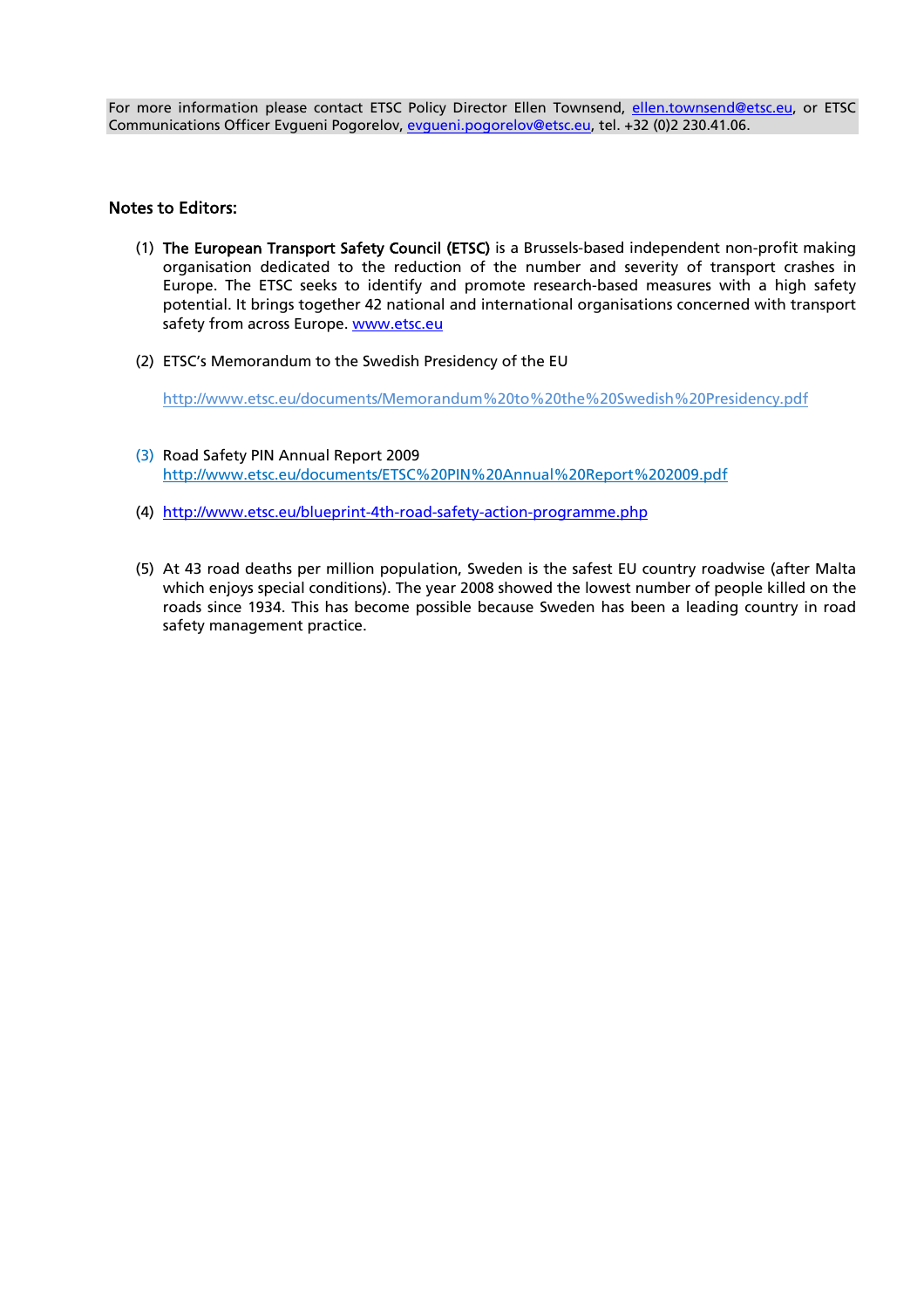For more information please contact ETSC Policy Director Ellen Townsend, ellen.townsend@etsc.eu, or ETSC Communications Officer Evgueni Pogorelov, evgueni.pogorelov@etsc.eu, tel. +32 (0)2 230.41.06.

## Notes to Editors:

(1) **The European Transport Safety Council (ETSC)** is a Brussels-based independent non-profit making organisation dedicated to the reduction of the number and severity of transport crashes in Europe. The ETSC seeks to identify and promote research-based measures with a high safety potential. It brings together 42 national and international organisations concerned with transport safety from across Europe. www.etsc.eu

(2) ETSC's Memorandum to the Swedish Presidency of the EU

http://www.etsc.eu/documents/Memorandum%20to%20the%20Swedish%20Presidency.pdf

(3) Road Safety PIN Annual Report 2009
http://www.etsc.eu/documents/ETSC%20PIN%20Annual%20Report%202009.pdf

(4) http://www.etsc.eu/blueprint-4th-road-safety-action-programme.php

(5) At 43 road deaths per million population, Sweden is the safest EU country roadwise (after Malta which enjoys special conditions). The year 2008 showed the lowest number of people killed on the roads since 1934. This has become possible because Sweden has been a leading country in road safety management practice.